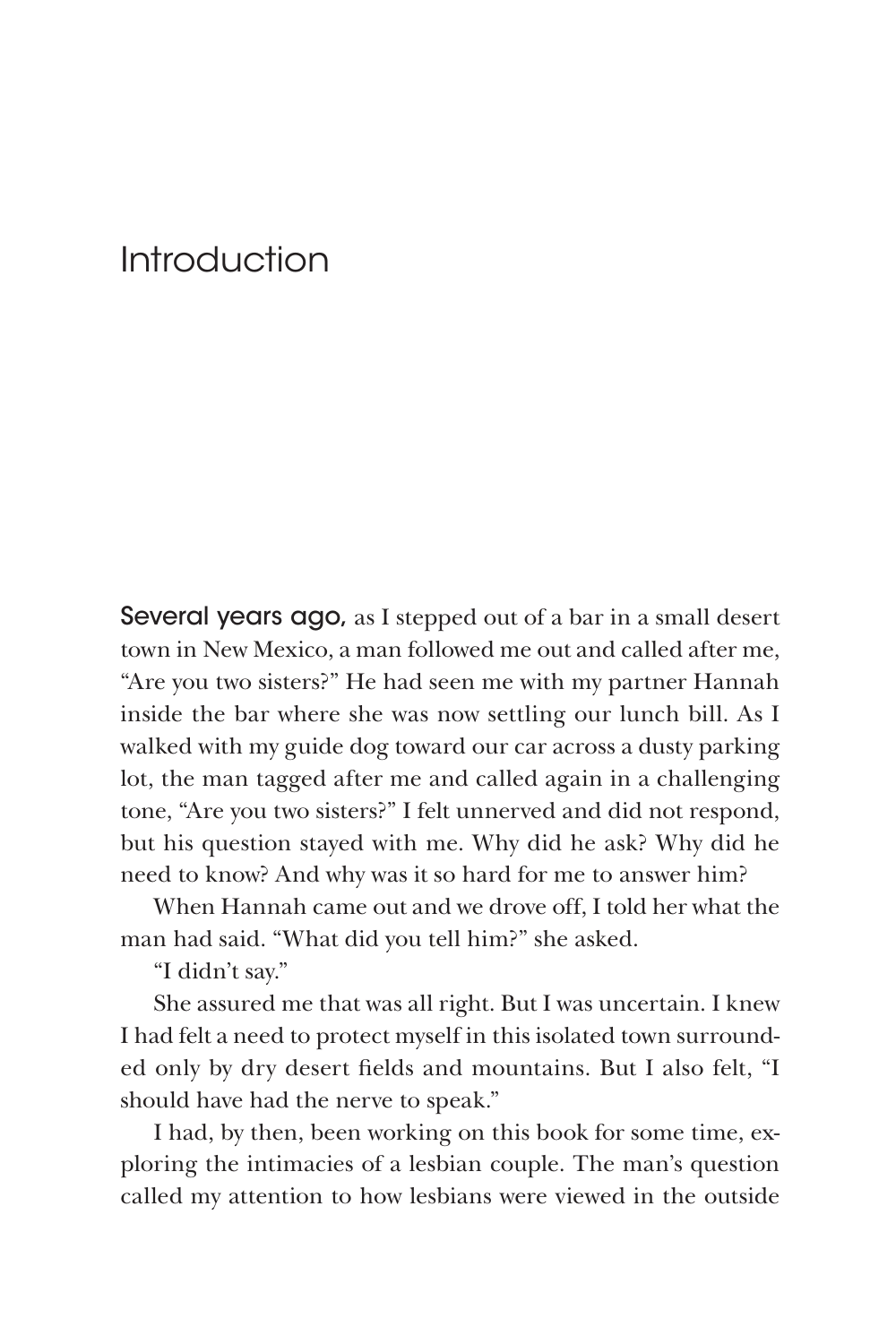# Introduction

**Several years ago,** as I stepped out of a bar in a small desert town in New Mexico, a man followed me out and called after me, "Are you two sisters?" He had seen me with my partner Hannah inside the bar where she was now settling our lunch bill. As I walked with my guide dog toward our car across a dusty parking lot, the man tagged after me and called again in a challenging tone, "Are you two sisters?" I felt unnerved and did not respond, but his question stayed with me. Why did he ask? Why did he need to know? And why was it so hard for me to answer him?

When Hannah came out and we drove off, I told her what the man had said. "What did you tell him?" she asked.

"I didn't say."

She assured me that was all right. But I was uncertain. I knew I had felt a need to protect myself in this isolated town surrounded only by dry desert fields and mountains. But I also felt, "I should have had the nerve to speak."

I had, by then, been working on this book for some time, exploring the intimacies of a lesbian couple. The man's question called my attention to how lesbians were viewed in the outside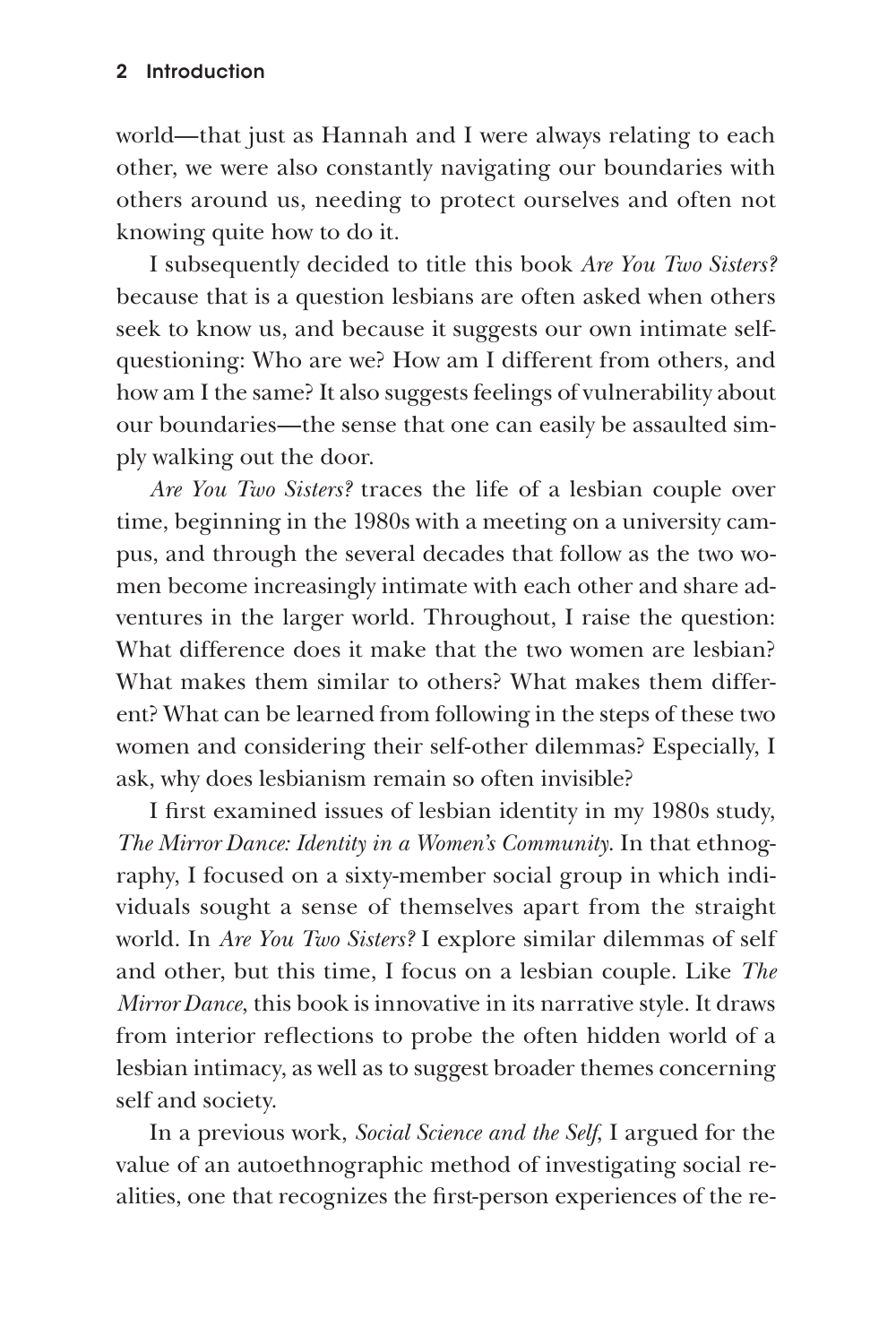world—that just as Hannah and I were always relating to each other, we were also constantly navigating our boundaries with others around us, needing to protect ourselves and often not knowing quite how to do it.

I subsequently decided to title this book *Are You Two Sisters?* because that is a question lesbians are often asked when others seek to know us, and because it suggests our own intimate self-questioning: Who are we? How am I different from others, and how am I the same? It also suggests feelings of vulnerability about our boundaries—the sense that one can easily be assaulted simply walking out the door.

*Are You Two Sisters?* traces the life of a lesbian couple over time, beginning in the 1980s with a meeting on a university campus, and through the several decades that follow as the two women become increasingly intimate with each other and share adventures in the larger world. Throughout, I raise the question: What difference does it make that the two women are lesbian? What makes them similar to others? What makes them different? What can be learned from following in the steps of these two women and considering their self-other dilemmas? Especially, I ask, why does lesbianism remain so often invisible?

I first examined issues of lesbian identity in my 1980s study, *The Mirror Dance: Identity in a Women's Community*. In that ethnography, I focused on a sixty-member social group in which individuals sought a sense of themselves apart from the straight world. In *Are You Two Sisters?* I explore similar dilemmas of self and other, but this time, I focus on a lesbian couple. Like *The Mirror Dance*, this book is innovative in its narrative style. It draws from interior reflections to probe the often hidden world of a lesbian intimacy, as well as to suggest broader themes concerning self and society.

In a previous work, *Social Science and the Self*, I argued for the value of an autoethnographic method of investigating social realities, one that recognizes the first-person experiences of the re-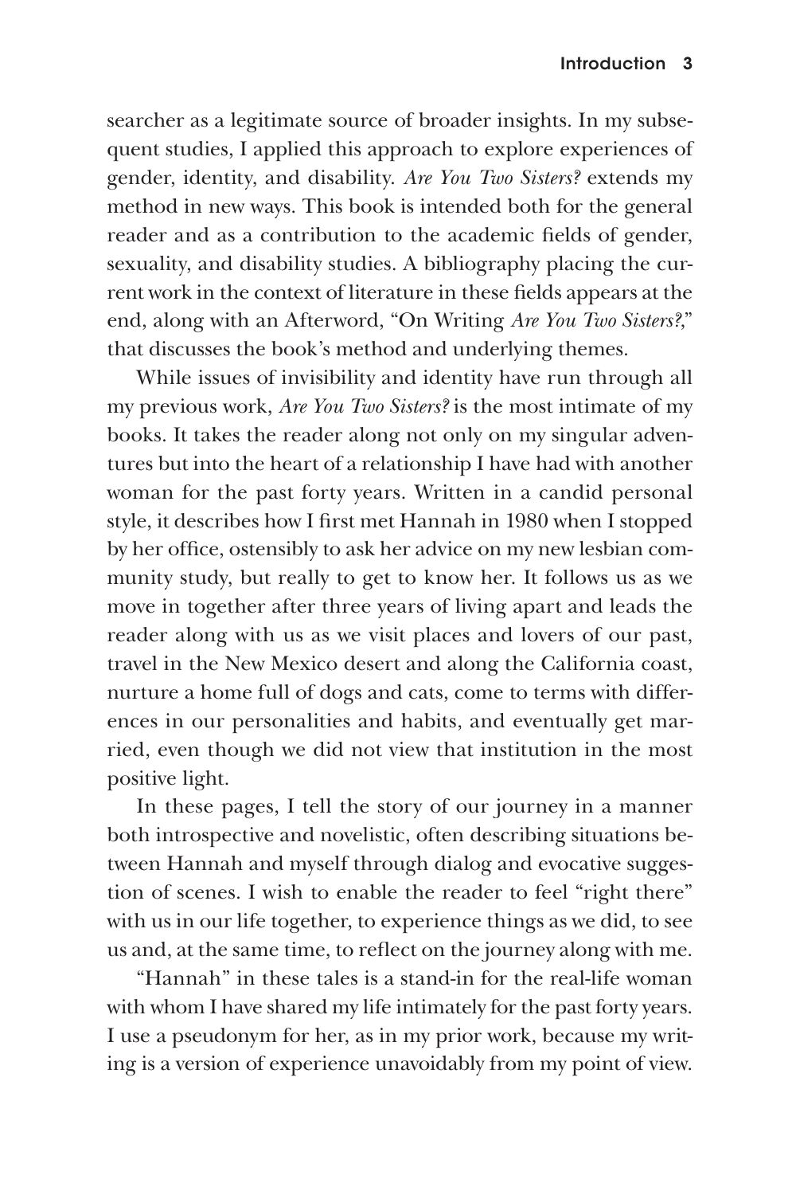searcher as a legitimate source of broader insights. In my subsequent studies, I applied this approach to explore experiences of gender, identity, and disability. *Are You Two Sisters?* extends my method in new ways. This book is intended both for the general reader and as a contribution to the academic fields of gender, sexuality, and disability studies. A bibliography placing the current work in the context of literature in these fields appears at the end, along with an Afterword, "On Writing *Are You Two Sisters?*," that discusses the book's method and underlying themes.

While issues of invisibility and identity have run through all my previous work, *Are You Two Sisters?* is the most intimate of my books. It takes the reader along not only on my singular adventures but into the heart of a relationship I have had with another woman for the past forty years. Written in a candid personal style, it describes how I first met Hannah in 1980 when I stopped by her office, ostensibly to ask her advice on my new lesbian community study, but really to get to know her. It follows us as we move in together after three years of living apart and leads the reader along with us as we visit places and lovers of our past, travel in the New Mexico desert and along the California coast, nurture a home full of dogs and cats, come to terms with differences in our personalities and habits, and eventually get married, even though we did not view that institution in the most positive light.

In these pages, I tell the story of our journey in a manner both introspective and novelistic, often describing situations between Hannah and myself through dialog and evocative suggestion of scenes. I wish to enable the reader to feel "right there" with us in our life together, to experience things as we did, to see us and, at the same time, to reflect on the journey along with me.

"Hannah" in these tales is a stand-in for the real-life woman with whom I have shared my life intimately for the past forty years. I use a pseudonym for her, as in my prior work, because my writing is a version of experience unavoidably from my point of view.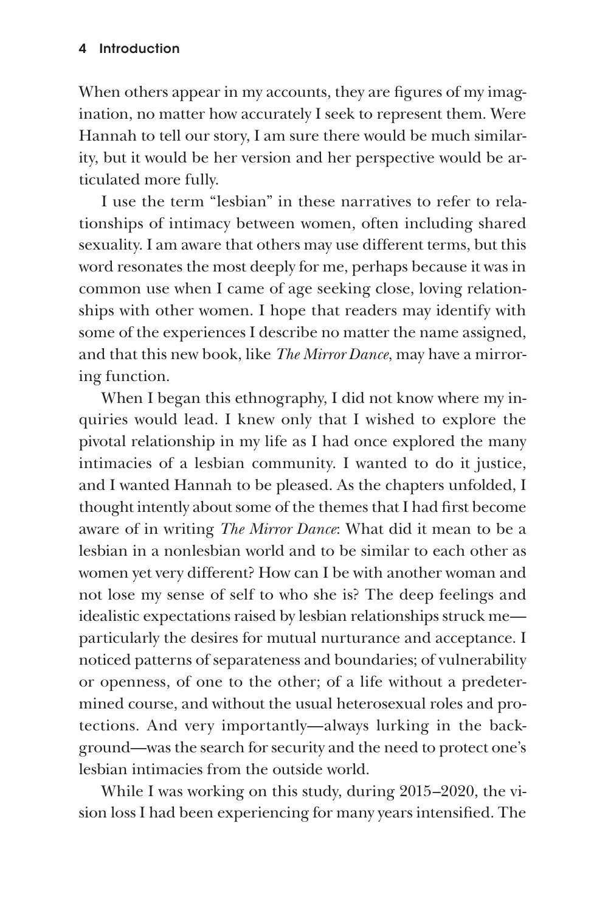When others appear in my accounts, they are figures of my imagination, no matter how accurately I seek to represent them. Were Hannah to tell our story, I am sure there would be much similarity, but it would be her version and her perspective would be articulated more fully.

I use the term "lesbian" in these narratives to refer to relationships of intimacy between women, often including shared sexuality. I am aware that others may use different terms, but this word resonates the most deeply for me, perhaps because it was in common use when I came of age seeking close, loving relationships with other women. I hope that readers may identify with some of the experiences I describe no matter the name assigned, and that this new book, like *The Mirror Dance*, may have a mirroring function.

When I began this ethnography, I did not know where my inquiries would lead. I knew only that I wished to explore the pivotal relationship in my life as I had once explored the many intimacies of a lesbian community. I wanted to do it justice, and I wanted Hannah to be pleased. As the chapters unfolded, I thought intently about some of the themes that I had first become aware of in writing *The Mirror Dance*: What did it mean to be a lesbian in a nonlesbian world and to be similar to each other as women yet very different? How can I be with another woman and not lose my sense of self to who she is? The deep feelings and idealistic expectations raised by lesbian relationships struck me—particularly the desires for mutual nurturance and acceptance. I noticed patterns of separateness and boundaries; of vulnerability or openness, of one to the other; of a life without a predetermined course, and without the usual heterosexual roles and protections. And very importantly—always lurking in the background—was the search for security and the need to protect one's lesbian intimacies from the outside world.

While I was working on this study, during 2015–2020, the vision loss I had been experiencing for many years intensified. The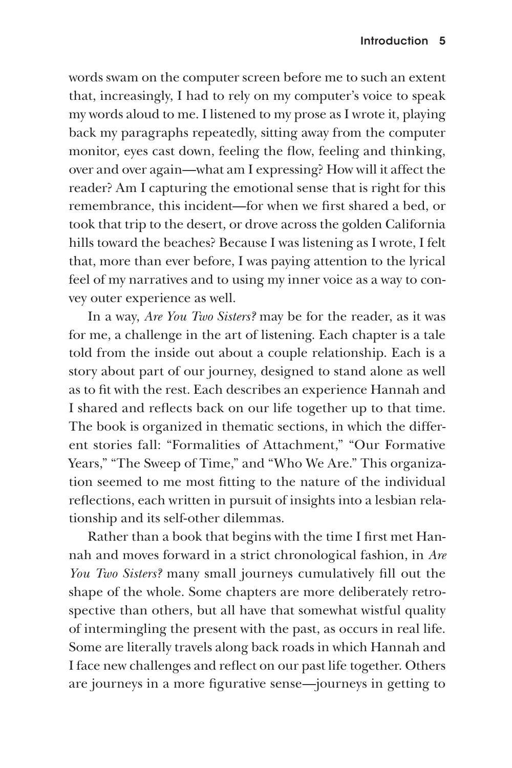words swam on the computer screen before me to such an extent that, increasingly, I had to rely on my computer's voice to speak my words aloud to me. I listened to my prose as I wrote it, playing back my paragraphs repeatedly, sitting away from the computer monitor, eyes cast down, feeling the flow, feeling and thinking, over and over again—what am I expressing? How will it affect the reader? Am I capturing the emotional sense that is right for this remembrance, this incident—for when we first shared a bed, or took that trip to the desert, or drove across the golden California hills toward the beaches? Because I was listening as I wrote, I felt that, more than ever before, I was paying attention to the lyrical feel of my narratives and to using my inner voice as a way to convey outer experience as well.

In a way, *Are You Two Sisters?* may be for the reader, as it was for me, a challenge in the art of listening. Each chapter is a tale told from the inside out about a couple relationship. Each is a story about part of our journey, designed to stand alone as well as to fit with the rest. Each describes an experience Hannah and I shared and reflects back on our life together up to that time. The book is organized in thematic sections, in which the different stories fall: "Formalities of Attachment," "Our Formative Years," "The Sweep of Time," and "Who We Are." This organization seemed to me most fitting to the nature of the individual reflections, each written in pursuit of insights into a lesbian relationship and its self-other dilemmas.

Rather than a book that begins with the time I first met Hannah and moves forward in a strict chronological fashion, in *Are You Two Sisters?* many small journeys cumulatively fill out the shape of the whole. Some chapters are more deliberately retrospective than others, but all have that somewhat wistful quality of intermingling the present with the past, as occurs in real life. Some are literally travels along back roads in which Hannah and I face new challenges and reflect on our past life together. Others are journeys in a more figurative sense—journeys in getting to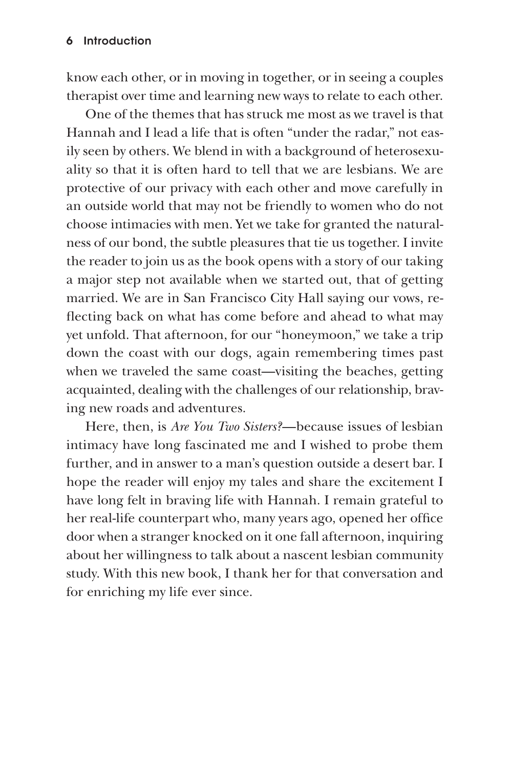know each other, or in moving in together, or in seeing a couples therapist over time and learning new ways to relate to each other.

One of the themes that has struck me most as we travel is that Hannah and I lead a life that is often "under the radar," not easily seen by others. We blend in with a background of heterosexuality so that it is often hard to tell that we are lesbians. We are protective of our privacy with each other and move carefully in an outside world that may not be friendly to women who do not choose intimacies with men. Yet we take for granted the naturalness of our bond, the subtle pleasures that tie us together. I invite the reader to join us as the book opens with a story of our taking a major step not available when we started out, that of getting married. We are in San Francisco City Hall saying our vows, reflecting back on what has come before and ahead to what may yet unfold. That afternoon, for our "honeymoon," we take a trip down the coast with our dogs, again remembering times past when we traveled the same coast—visiting the beaches, getting acquainted, dealing with the challenges of our relationship, braving new roads and adventures.

Here, then, is *Are You Two Sisters?*—because issues of lesbian intimacy have long fascinated me and I wished to probe them further, and in answer to a man's question outside a desert bar. I hope the reader will enjoy my tales and share the excitement I have long felt in braving life with Hannah. I remain grateful to her real-life counterpart who, many years ago, opened her office door when a stranger knocked on it one fall afternoon, inquiring about her willingness to talk about a nascent lesbian community study. With this new book, I thank her for that conversation and for enriching my life ever since.